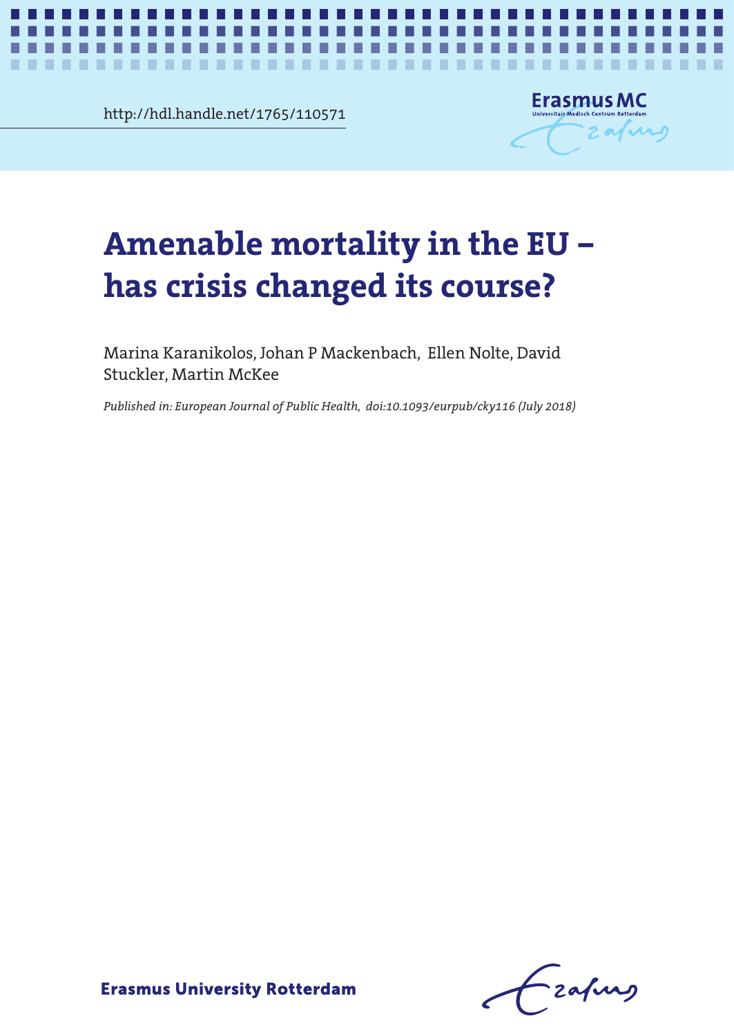http://hdl.handle.net/1765/110571

# Amenable mortality in the EU – has crisis changed its course?

Marina Karanikolos, Johan P Mackenbach, Ellen Nolte, David Stuckler, Martin McKee

*Published in: European Journal of Public Health, doi:10.1093/eurpub/cky116 (July 2018)*

Erasmus University Rotterdam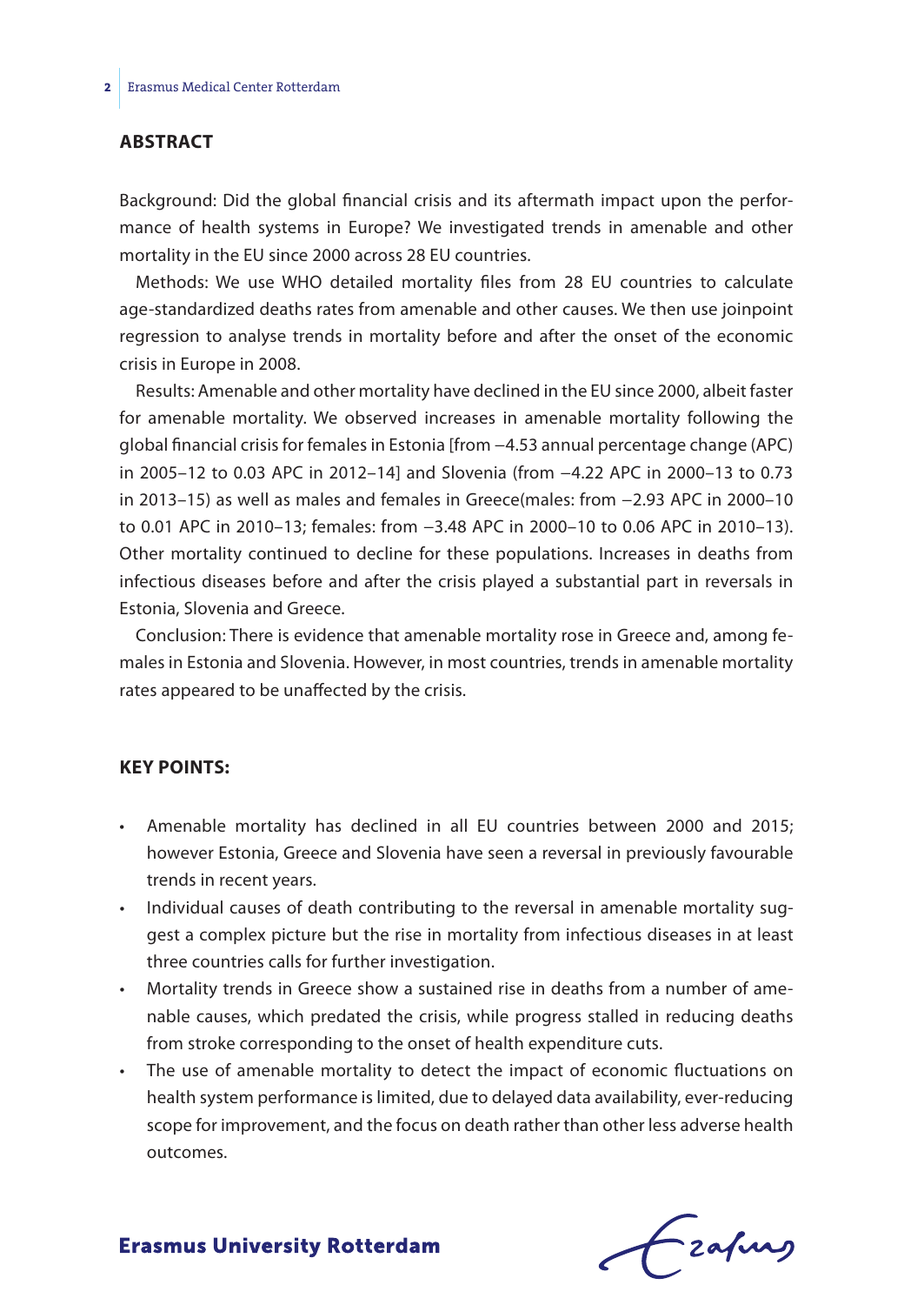## ABSTRACT

Background: Did the global financial crisis and its aftermath impact upon the performance of health systems in Europe? We investigated trends in amenable and other mortality in the EU since 2000 across 28 EU countries.

Methods: We use WHO detailed mortality files from 28 EU countries to calculate age-standardized deaths rates from amenable and other causes. We then use joinpoint regression to analyse trends in mortality before and after the onset of the economic crisis in Europe in 2008.

Results: Amenable and other mortality have declined in the EU since 2000, albeit faster for amenable mortality. We observed increases in amenable mortality following the global financial crisis for females in Estonia [from −4.53 annual percentage change (APC) in 2005–12 to 0.03 APC in 2012–14] and Slovenia (from −4.22 APC in 2000–13 to 0.73 in 2013–15) as well as males and females in Greece(males: from −2.93 APC in 2000–10 to 0.01 APC in 2010–13; females: from −3.48 APC in 2000–10 to 0.06 APC in 2010–13). Other mortality continued to decline for these populations. Increases in deaths from infectious diseases before and after the crisis played a substantial part in reversals in Estonia, Slovenia and Greece.

Conclusion: There is evidence that amenable mortality rose in Greece and, among females in Estonia and Slovenia. However, in most countries, trends in amenable mortality rates appeared to be unaffected by the crisis.

## KEY POINTS:

- Amenable mortality has declined in all EU countries between 2000 and 2015; however Estonia, Greece and Slovenia have seen a reversal in previously favourable trends in recent years.
- Individual causes of death contributing to the reversal in amenable mortality suggest a complex picture but the rise in mortality from infectious diseases in at least three countries calls for further investigation.
- Mortality trends in Greece show a sustained rise in deaths from a number of amenable causes, which predated the crisis, while progress stalled in reducing deaths from stroke corresponding to the onset of health expenditure cuts.
- The use of amenable mortality to detect the impact of economic fluctuations on health system performance is limited, due to delayed data availability, ever-reducing scope for improvement, and the focus on death rather than other less adverse health outcomes.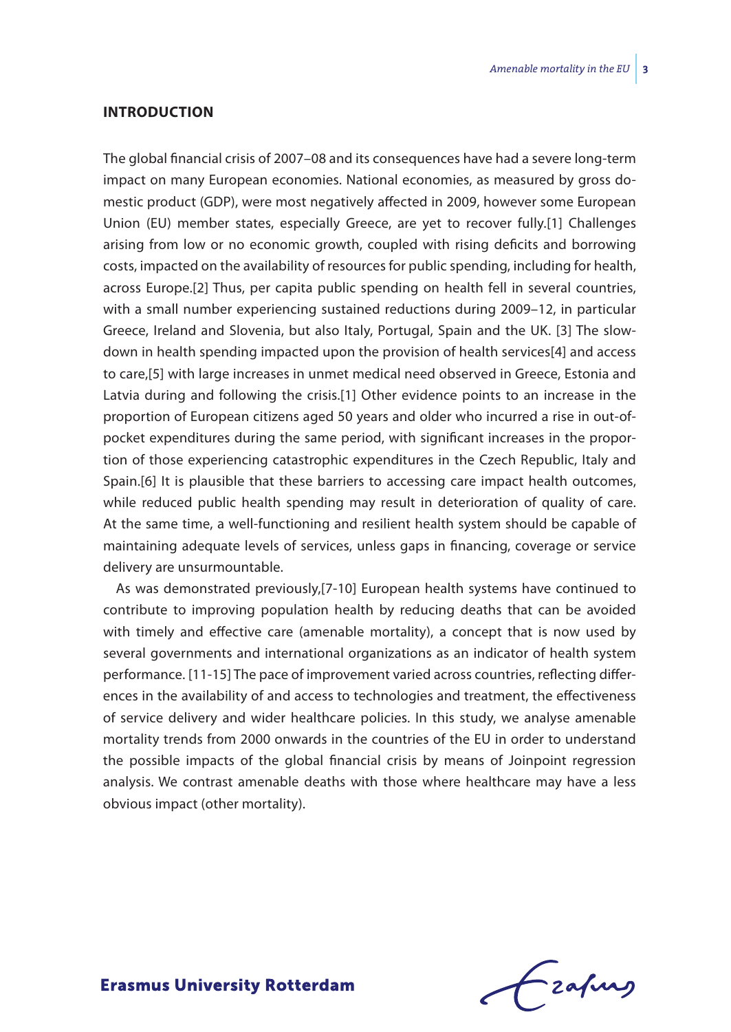## INTRODUCTION

The global financial crisis of 2007–08 and its consequences have had a severe long-term impact on many European economies. National economies, as measured by gross domestic product (GDP), were most negatively affected in 2009, however some European Union (EU) member states, especially Greece, are yet to recover fully.[1] Challenges arising from low or no economic growth, coupled with rising deficits and borrowing costs, impacted on the availability of resources for public spending, including for health, across Europe.[2] Thus, per capita public spending on health fell in several countries, with a small number experiencing sustained reductions during 2009–12, in particular Greece, Ireland and Slovenia, but also Italy, Portugal, Spain and the UK. [3] The slowdown in health spending impacted upon the provision of health services[4] and access to care,[5] with large increases in unmet medical need observed in Greece, Estonia and Latvia during and following the crisis.[1] Other evidence points to an increase in the proportion of European citizens aged 50 years and older who incurred a rise in out-of-pocket expenditures during the same period, with significant increases in the proportion of those experiencing catastrophic expenditures in the Czech Republic, Italy and Spain.[6] It is plausible that these barriers to accessing care impact health outcomes, while reduced public health spending may result in deterioration of quality of care. At the same time, a well-functioning and resilient health system should be capable of maintaining adequate levels of services, unless gaps in financing, coverage or service delivery are unsurmountable.

As was demonstrated previously,[7-10] European health systems have continued to contribute to improving population health by reducing deaths that can be avoided with timely and effective care (amenable mortality), a concept that is now used by several governments and international organizations as an indicator of health system performance. [11-15] The pace of improvement varied across countries, reflecting differences in the availability of and access to technologies and treatment, the effectiveness of service delivery and wider healthcare policies. In this study, we analyse amenable mortality trends from 2000 onwards in the countries of the EU in order to understand the possible impacts of the global financial crisis by means of Joinpoint regression analysis. We contrast amenable deaths with those where healthcare may have a less obvious impact (other mortality).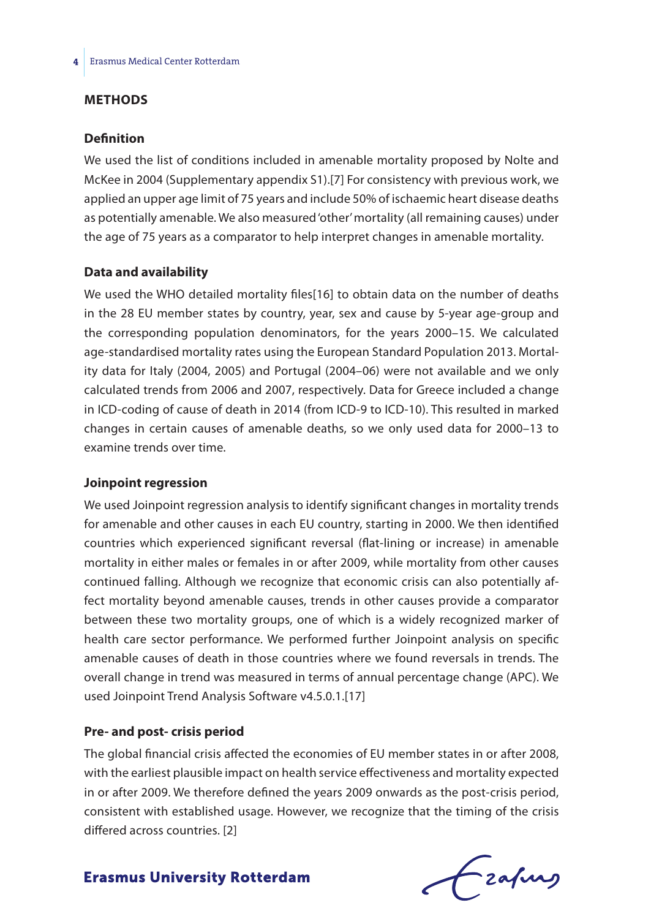## METHODS

### Definition

We used the list of conditions included in amenable mortality proposed by Nolte and McKee in 2004 (Supplementary appendix S1).[7] For consistency with previous work, we applied an upper age limit of 75 years and include 50% of ischaemic heart disease deaths as potentially amenable. We also measured 'other' mortality (all remaining causes) under the age of 75 years as a comparator to help interpret changes in amenable mortality.

### Data and availability

We used the WHO detailed mortality files[16] to obtain data on the number of deaths in the 28 EU member states by country, year, sex and cause by 5-year age-group and the corresponding population denominators, for the years 2000–15. We calculated age-standardised mortality rates using the European Standard Population 2013. Mortality data for Italy (2004, 2005) and Portugal (2004–06) were not available and we only calculated trends from 2006 and 2007, respectively. Data for Greece included a change in ICD-coding of cause of death in 2014 (from ICD-9 to ICD-10). This resulted in marked changes in certain causes of amenable deaths, so we only used data for 2000–13 to examine trends over time.

### Joinpoint regression

We used Joinpoint regression analysis to identify significant changes in mortality trends for amenable and other causes in each EU country, starting in 2000. We then identified countries which experienced significant reversal (flat-lining or increase) in amenable mortality in either males or females in or after 2009, while mortality from other causes continued falling. Although we recognize that economic crisis can also potentially affect mortality beyond amenable causes, trends in other causes provide a comparator between these two mortality groups, one of which is a widely recognized marker of health care sector performance. We performed further Joinpoint analysis on specific amenable causes of death in those countries where we found reversals in trends. The overall change in trend was measured in terms of annual percentage change (APC). We used Joinpoint Trend Analysis Software v4.5.0.1.[17]

### Pre- and post- crisis period

The global financial crisis affected the economies of EU member states in or after 2008, with the earliest plausible impact on health service effectiveness and mortality expected in or after 2009. We therefore defined the years 2009 onwards as the post-crisis period, consistent with established usage. However, we recognize that the timing of the crisis differed across countries. [2]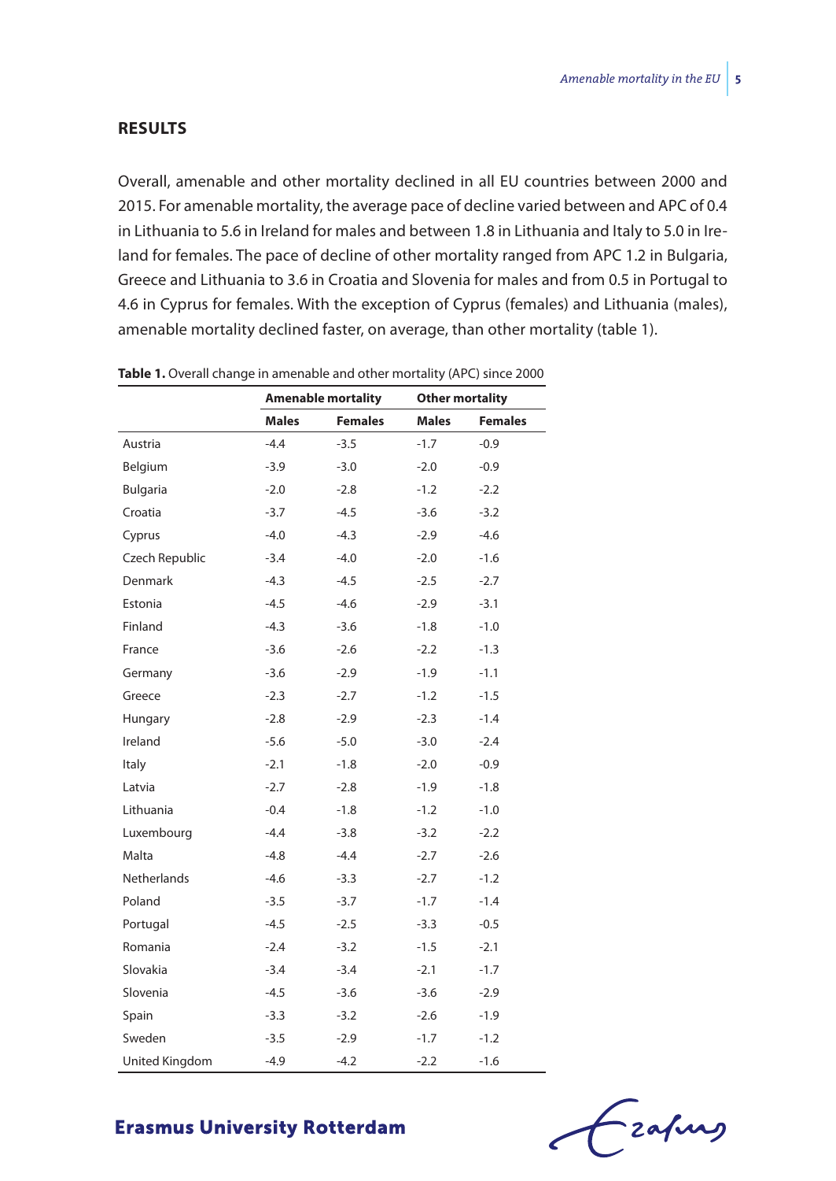## RESULTS

Overall, amenable and other mortality declined in all EU countries between 2000 and 2015. For amenable mortality, the average pace of decline varied between and APC of 0.4 in Lithuania to 5.6 in Ireland for males and between 1.8 in Lithuania and Italy to 5.0 in Ireland for females. The pace of decline of other mortality ranged from APC 1.2 in Bulgaria, Greece and Lithuania to 3.6 in Croatia and Slovenia for males and from 0.5 in Portugal to 4.6 in Cyprus for females. With the exception of Cyprus (females) and Lithuania (males), amenable mortality declined faster, on average, than other mortality (table 1).

**Table 1.** Overall change in amenable and other mortality (APC) since 2000

| | **Amenable mortality** | | **Other mortality** | |
|---|---|---|---|---|
| | **Males** | **Females** | **Males** | **Females** |
| Austria | -4.4 | -3.5 | -1.7 | -0.9 |
| Belgium | -3.9 | -3.0 | -2.0 | -0.9 |
| Bulgaria | -2.0 | -2.8 | -1.2 | -2.2 |
| Croatia | -3.7 | -4.5 | -3.6 | -3.2 |
| Cyprus | -4.0 | -4.3 | -2.9 | -4.6 |
| Czech Republic | -3.4 | -4.0 | -2.0 | -1.6 |
| Denmark | -4.3 | -4.5 | -2.5 | -2.7 |
| Estonia | -4.5 | -4.6 | -2.9 | -3.1 |
| Finland | -4.3 | -3.6 | -1.8 | -1.0 |
| France | -3.6 | -2.6 | -2.2 | -1.3 |
| Germany | -3.6 | -2.9 | -1.9 | -1.1 |
| Greece | -2.3 | -2.7 | -1.2 | -1.5 |
| Hungary | -2.8 | -2.9 | -2.3 | -1.4 |
| Ireland | -5.6 | -5.0 | -3.0 | -2.4 |
| Italy | -2.1 | -1.8 | -2.0 | -0.9 |
| Latvia | -2.7 | -2.8 | -1.9 | -1.8 |
| Lithuania | -0.4 | -1.8 | -1.2 | -1.0 |
| Luxembourg | -4.4 | -3.8 | -3.2 | -2.2 |
| Malta | -4.8 | -4.4 | -2.7 | -2.6 |
| Netherlands | -4.6 | -3.3 | -2.7 | -1.2 |
| Poland | -3.5 | -3.7 | -1.7 | -1.4 |
| Portugal | -4.5 | -2.5 | -3.3 | -0.5 |
| Romania | -2.4 | -3.2 | -1.5 | -2.1 |
| Slovakia | -3.4 | -3.4 | -2.1 | -1.7 |
| Slovenia | -4.5 | -3.6 | -3.6 | -2.9 |
| Spain | -3.3 | -3.2 | -2.6 | -1.9 |
| Sweden | -3.5 | -2.9 | -1.7 | -1.2 |
| United Kingdom | -4.9 | -4.2 | -2.2 | -1.6 |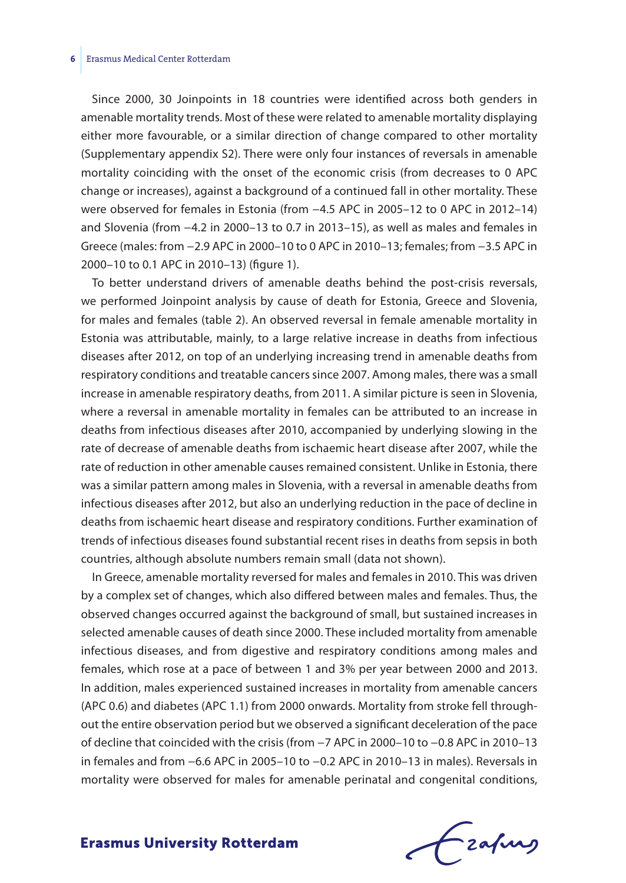Since 2000, 30 Joinpoints in 18 countries were identified across both genders in amenable mortality trends. Most of these were related to amenable mortality displaying either more favourable, or a similar direction of change compared to other mortality (Supplementary appendix S2). There were only four instances of reversals in amenable mortality coinciding with the onset of the economic crisis (from decreases to 0 APC change or increases), against a background of a continued fall in other mortality. These were observed for females in Estonia (from −4.5 APC in 2005–12 to 0 APC in 2012–14) and Slovenia (from −4.2 in 2000–13 to 0.7 in 2013–15), as well as males and females in Greece (males: from −2.9 APC in 2000–10 to 0 APC in 2010–13; females; from −3.5 APC in 2000–10 to 0.1 APC in 2010–13) (figure 1).

To better understand drivers of amenable deaths behind the post-crisis reversals, we performed Joinpoint analysis by cause of death for Estonia, Greece and Slovenia, for males and females (table 2). An observed reversal in female amenable mortality in Estonia was attributable, mainly, to a large relative increase in deaths from infectious diseases after 2012, on top of an underlying increasing trend in amenable deaths from respiratory conditions and treatable cancers since 2007. Among males, there was a small increase in amenable respiratory deaths, from 2011. A similar picture is seen in Slovenia, where a reversal in amenable mortality in females can be attributed to an increase in deaths from infectious diseases after 2010, accompanied by underlying slowing in the rate of decrease of amenable deaths from ischaemic heart disease after 2007, while the rate of reduction in other amenable causes remained consistent. Unlike in Estonia, there was a similar pattern among males in Slovenia, with a reversal in amenable deaths from infectious diseases after 2012, but also an underlying reduction in the pace of decline in deaths from ischaemic heart disease and respiratory conditions. Further examination of trends of infectious diseases found substantial recent rises in deaths from sepsis in both countries, although absolute numbers remain small (data not shown).

In Greece, amenable mortality reversed for males and females in 2010. This was driven by a complex set of changes, which also differed between males and females. Thus, the observed changes occurred against the background of small, but sustained increases in selected amenable causes of death since 2000. These included mortality from amenable infectious diseases, and from digestive and respiratory conditions among males and females, which rose at a pace of between 1 and 3% per year between 2000 and 2013. In addition, males experienced sustained increases in mortality from amenable cancers (APC 0.6) and diabetes (APC 1.1) from 2000 onwards. Mortality from stroke fell throughout the entire observation period but we observed a significant deceleration of the pace of decline that coincided with the crisis (from −7 APC in 2000–10 to −0.8 APC in 2010–13 in females and from −6.6 APC in 2005–10 to −0.2 APC in 2010–13 in males). Reversals in mortality were observed for males for amenable perinatal and congenital conditions,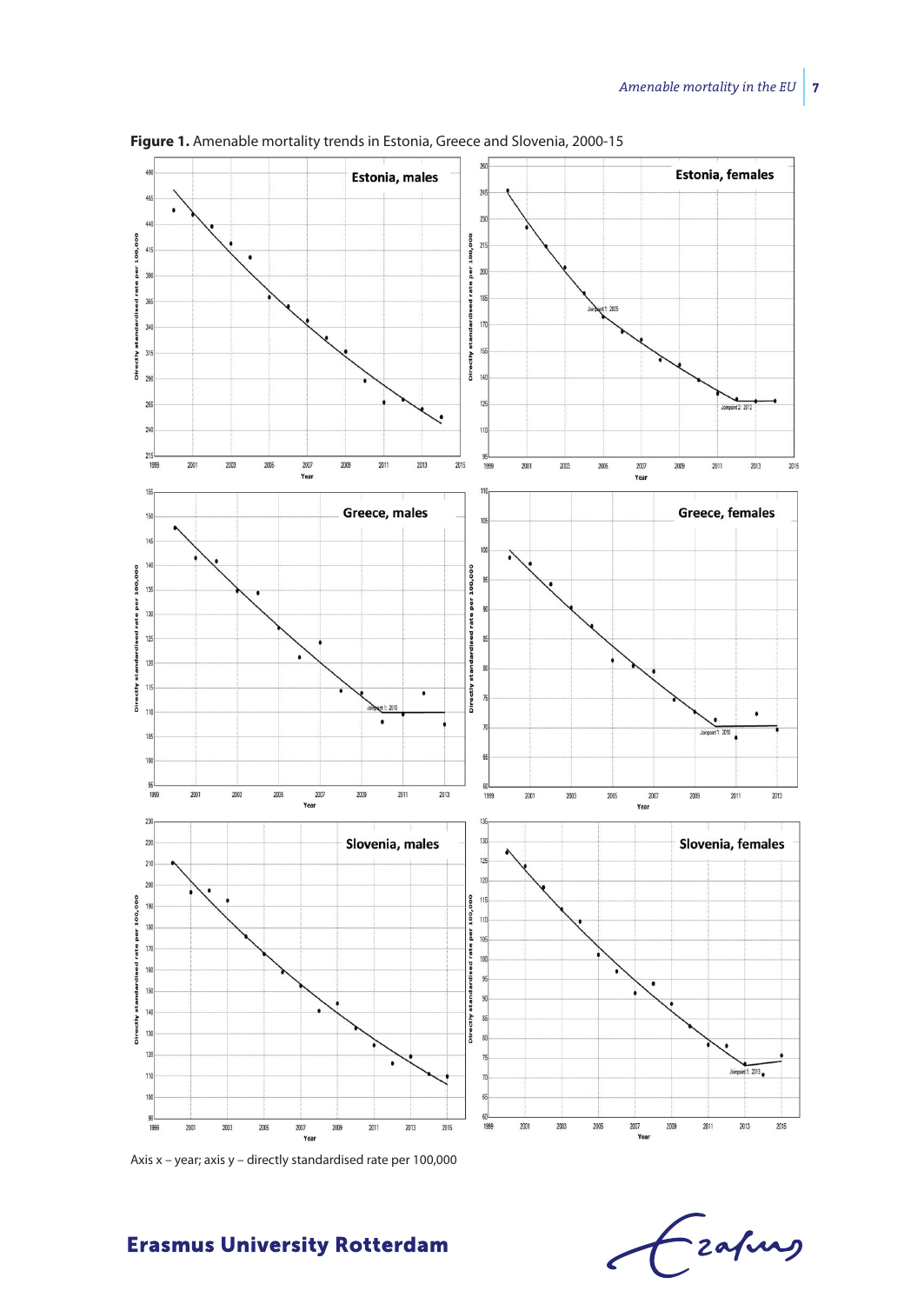**Figure 1.** Amenable mortality trends in Estonia, Greece and Slovenia, 2000-15

Axis x – year; axis y – directly standardised rate per 100,000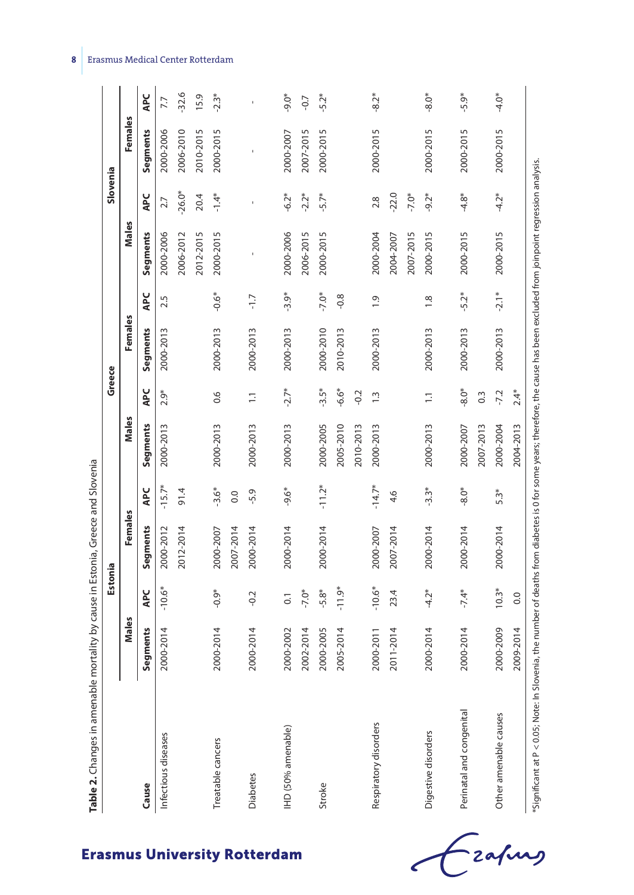**Table 2.** Changes in amenable mortality by cause in Estonia, Greece and Slovenia

| Cause | Estonia | | | | Greece | | | | Slovenia | | | |
|---|---|---|---|---|---|---|---|---|---|---|---|---|
| | Males | | Females | | Males | | Females | | Males | | Females | |
| | Segments | APC | Segments | APC | Segments | APC | Segments | APC | Segments | APC | Segments | APC |
| Infectious diseases | 2000-2014 | -10.6* | 2000-2012 | -15.7* | 2000-2013 | 2.9* | 2000-2013 | 2.5 | 2000-2006 | 2.7 | 2000-2006 | 7.7 |
| | | | 2012-2014 | 91.4 | | | | | 2006-2012 | -26.0* | 2006-2010 | -32.6 |
| | | | | | | | | | 2012-2015 | 20.4 | 2010-2015 | 15.9 |
| Treatable cancers | 2000-2014 | -0.9* | 2000-2007 | -3.6* | 2000-2013 | 0.6 | 2000-2013 | -0.6* | 2000-2015 | -1.4* | 2000-2015 | -2.3* |
| | | | 2007-2014 | 0.0 | | | | | | | | |
| Diabetes | 2000-2014 | -0.2 | 2000-2014 | -5.9 | 2000-2013 | 1.1 | 2000-2013 | -1.7 | - | - | - | - |
| IHD (50% amenable) | 2000-2002 | 0.1 | 2000-2014 | -9.6* | 2000-2013 | -2.7* | 2000-2013 | -3.9* | 2000-2006 | -6.2* | 2000-2007 | -9.0* |
| | 2002-2014 | -7.0* | | | | | | | 2006-2015 | -2.2* | 2007-2015 | -0.7 |
| Stroke | 2000-2005 | -5.8* | 2000-2014 | -11.2* | 2000-2005 | -3.5* | 2000-2010 | -7.0* | 2000-2015 | -5.7* | 2000-2015 | -5.2* |
| | 2005-2014 | -11.9* | | | 2005-2010 | -6.6* | 2010-2013 | -0.8 | | | | |
| | | | | | 2010-2013 | -0.2 | | | | | | |
| Respiratory disorders | 2000-2011 | -10.6* | 2000-2007 | -14.7* | 2000-2013 | 1.3 | 2000-2013 | 1.9 | 2000-2004 | 2.8 | 2000-2015 | -8.2* |
| | 2011-2014 | 23.4 | 2007-2014 | 4.6 | | | | | 2004-2007 | -22.0 | | |
| | | | | | | | | | 2007-2015 | -7.0* | | |
| Digestive disorders | 2000-2014 | -4.2* | 2000-2014 | -3.3* | 2000-2013 | 1.1 | 2000-2013 | 1.8 | 2000-2015 | -9.2* | 2000-2015 | -8.0* |
| Perinatal and congenital | 2000-2014 | -7.4* | 2000-2014 | -8.0* | 2000-2007 | -8.0* | 2000-2013 | -5.2* | 2000-2015 | -4.8* | 2000-2015 | -5.9* |
| | | | | | 2007-2013 | 0.3 | | | | | | |
| Other amenable causes | 2000-2009 | 10.3* | 2000-2014 | 5.3* | 2000-2004 | -7.2 | 2000-2013 | -2.1* | 2000-2015 | -4.2* | 2000-2015 | -4.0* |
| | 2009-2014 | 0.0 | | | 2004-2013 | 2.4* | | | | | | |

*Significant at P < 0.05; Note: In Slovenia, the number of deaths from diabetes is 0 for some years; therefore, the cause has been excluded from joinpoint regression analysis.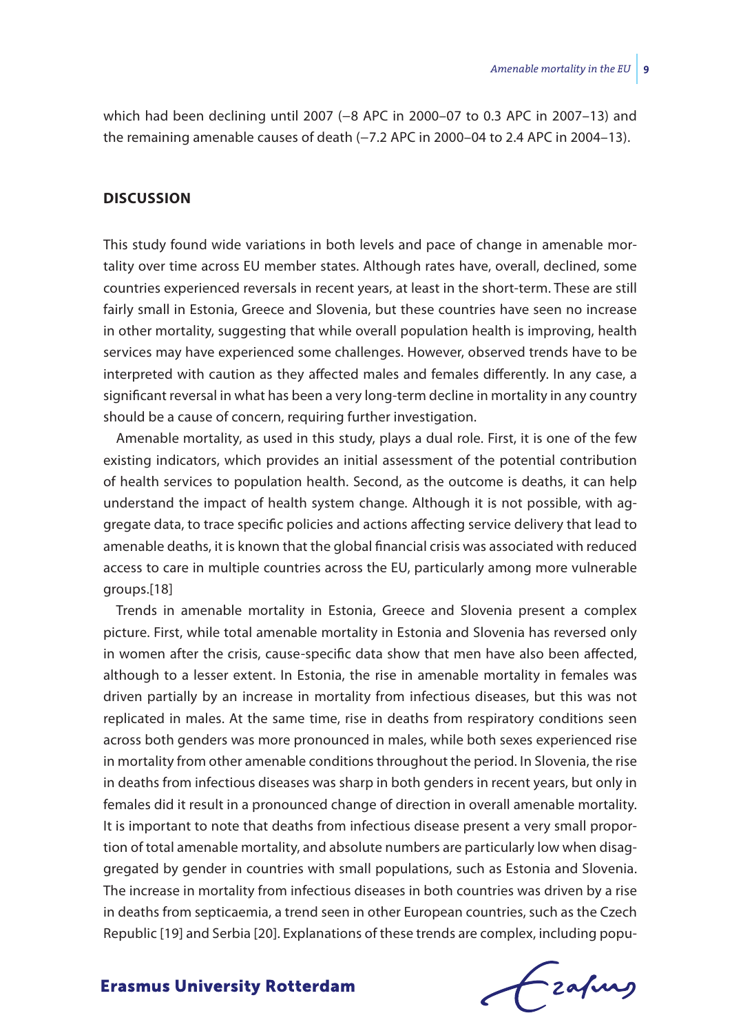which had been declining until 2007 (−8 APC in 2000–07 to 0.3 APC in 2007–13) and the remaining amenable causes of death (−7.2 APC in 2000–04 to 2.4 APC in 2004–13).

## DISCUSSION

This study found wide variations in both levels and pace of change in amenable mortality over time across EU member states. Although rates have, overall, declined, some countries experienced reversals in recent years, at least in the short-term. These are still fairly small in Estonia, Greece and Slovenia, but these countries have seen no increase in other mortality, suggesting that while overall population health is improving, health services may have experienced some challenges. However, observed trends have to be interpreted with caution as they affected males and females differently. In any case, a significant reversal in what has been a very long-term decline in mortality in any country should be a cause of concern, requiring further investigation.

Amenable mortality, as used in this study, plays a dual role. First, it is one of the few existing indicators, which provides an initial assessment of the potential contribution of health services to population health. Second, as the outcome is deaths, it can help understand the impact of health system change. Although it is not possible, with aggregate data, to trace specific policies and actions affecting service delivery that lead to amenable deaths, it is known that the global financial crisis was associated with reduced access to care in multiple countries across the EU, particularly among more vulnerable groups.[18]

Trends in amenable mortality in Estonia, Greece and Slovenia present a complex picture. First, while total amenable mortality in Estonia and Slovenia has reversed only in women after the crisis, cause-specific data show that men have also been affected, although to a lesser extent. In Estonia, the rise in amenable mortality in females was driven partially by an increase in mortality from infectious diseases, but this was not replicated in males. At the same time, rise in deaths from respiratory conditions seen across both genders was more pronounced in males, while both sexes experienced rise in mortality from other amenable conditions throughout the period. In Slovenia, the rise in deaths from infectious diseases was sharp in both genders in recent years, but only in females did it result in a pronounced change of direction in overall amenable mortality. It is important to note that deaths from infectious disease present a very small proportion of total amenable mortality, and absolute numbers are particularly low when disaggregated by gender in countries with small populations, such as Estonia and Slovenia. The increase in mortality from infectious diseases in both countries was driven by a rise in deaths from septicaemia, a trend seen in other European countries, such as the Czech Republic [19] and Serbia [20]. Explanations of these trends are complex, including popu-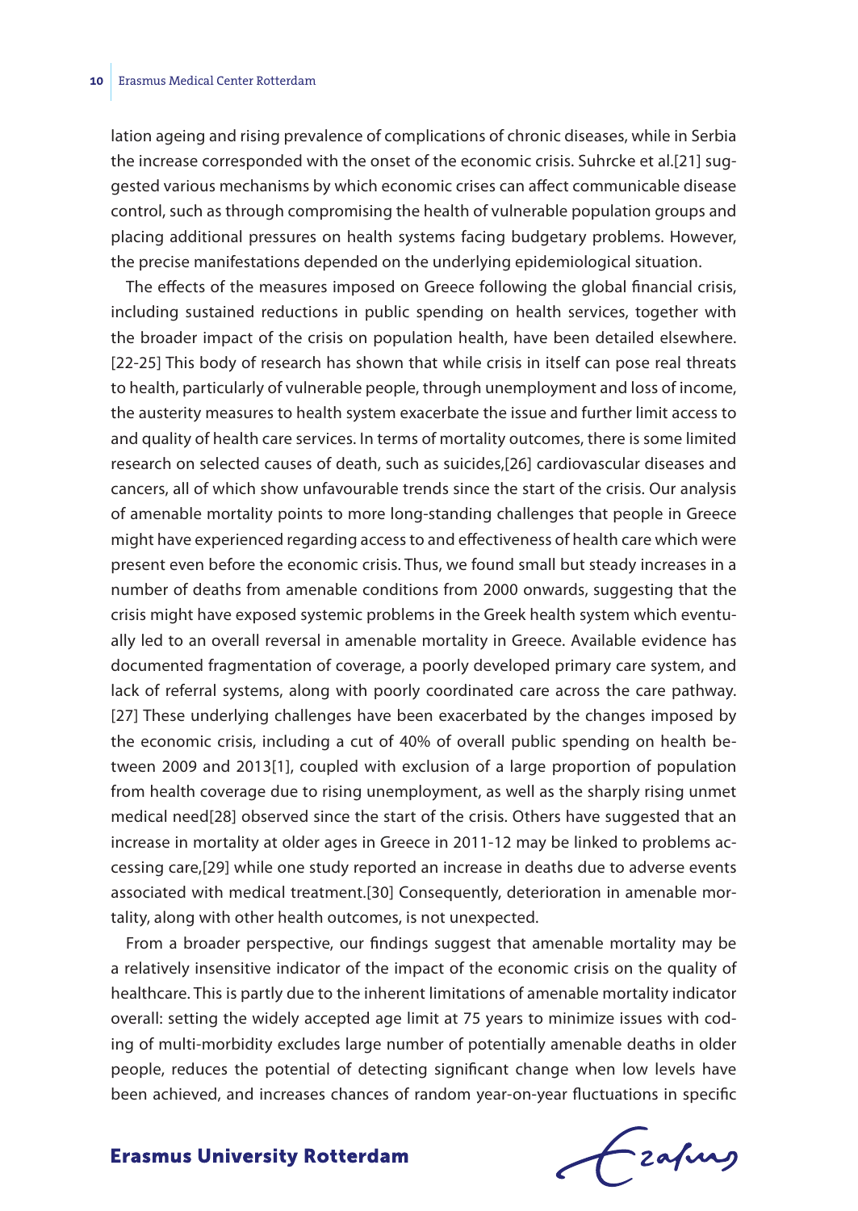lation ageing and rising prevalence of complications of chronic diseases, while in Serbia the increase corresponded with the onset of the economic crisis. Suhrcke et al.[21] suggested various mechanisms by which economic crises can affect communicable disease control, such as through compromising the health of vulnerable population groups and placing additional pressures on health systems facing budgetary problems. However, the precise manifestations depended on the underlying epidemiological situation.

The effects of the measures imposed on Greece following the global financial crisis, including sustained reductions in public spending on health services, together with the broader impact of the crisis on population health, have been detailed elsewhere.[22-25] This body of research has shown that while crisis in itself can pose real threats to health, particularly of vulnerable people, through unemployment and loss of income, the austerity measures to health system exacerbate the issue and further limit access to and quality of health care services. In terms of mortality outcomes, there is some limited research on selected causes of death, such as suicides,[26] cardiovascular diseases and cancers, all of which show unfavourable trends since the start of the crisis. Our analysis of amenable mortality points to more long-standing challenges that people in Greece might have experienced regarding access to and effectiveness of health care which were present even before the economic crisis. Thus, we found small but steady increases in a number of deaths from amenable conditions from 2000 onwards, suggesting that the crisis might have exposed systemic problems in the Greek health system which eventually led to an overall reversal in amenable mortality in Greece. Available evidence has documented fragmentation of coverage, a poorly developed primary care system, and lack of referral systems, along with poorly coordinated care across the care pathway.[27] These underlying challenges have been exacerbated by the changes imposed by the economic crisis, including a cut of 40% of overall public spending on health between 2009 and 2013[1], coupled with exclusion of a large proportion of population from health coverage due to rising unemployment, as well as the sharply rising unmet medical need[28] observed since the start of the crisis. Others have suggested that an increase in mortality at older ages in Greece in 2011-12 may be linked to problems accessing care,[29] while one study reported an increase in deaths due to adverse events associated with medical treatment.[30] Consequently, deterioration in amenable mortality, along with other health outcomes, is not unexpected.

From a broader perspective, our findings suggest that amenable mortality may be a relatively insensitive indicator of the impact of the economic crisis on the quality of healthcare. This is partly due to the inherent limitations of amenable mortality indicator overall: setting the widely accepted age limit at 75 years to minimize issues with coding of multi-morbidity excludes large number of potentially amenable deaths in older people, reduces the potential of detecting significant change when low levels have been achieved, and increases chances of random year-on-year fluctuations in specific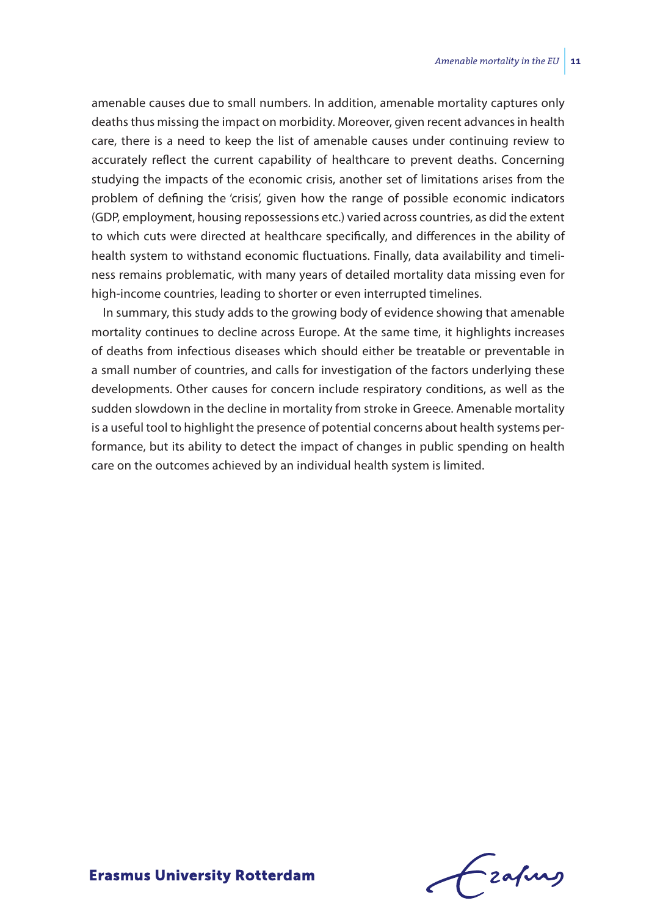amenable causes due to small numbers. In addition, amenable mortality captures only deaths thus missing the impact on morbidity. Moreover, given recent advances in health care, there is a need to keep the list of amenable causes under continuing review to accurately reflect the current capability of healthcare to prevent deaths. Concerning studying the impacts of the economic crisis, another set of limitations arises from the problem of defining the 'crisis', given how the range of possible economic indicators (GDP, employment, housing repossessions etc.) varied across countries, as did the extent to which cuts were directed at healthcare specifically, and differences in the ability of health system to withstand economic fluctuations. Finally, data availability and timeliness remains problematic, with many years of detailed mortality data missing even for high-income countries, leading to shorter or even interrupted timelines.

In summary, this study adds to the growing body of evidence showing that amenable mortality continues to decline across Europe. At the same time, it highlights increases of deaths from infectious diseases which should either be treatable or preventable in a small number of countries, and calls for investigation of the factors underlying these developments. Other causes for concern include respiratory conditions, as well as the sudden slowdown in the decline in mortality from stroke in Greece. Amenable mortality is a useful tool to highlight the presence of potential concerns about health systems performance, but its ability to detect the impact of changes in public spending on health care on the outcomes achieved by an individual health system is limited.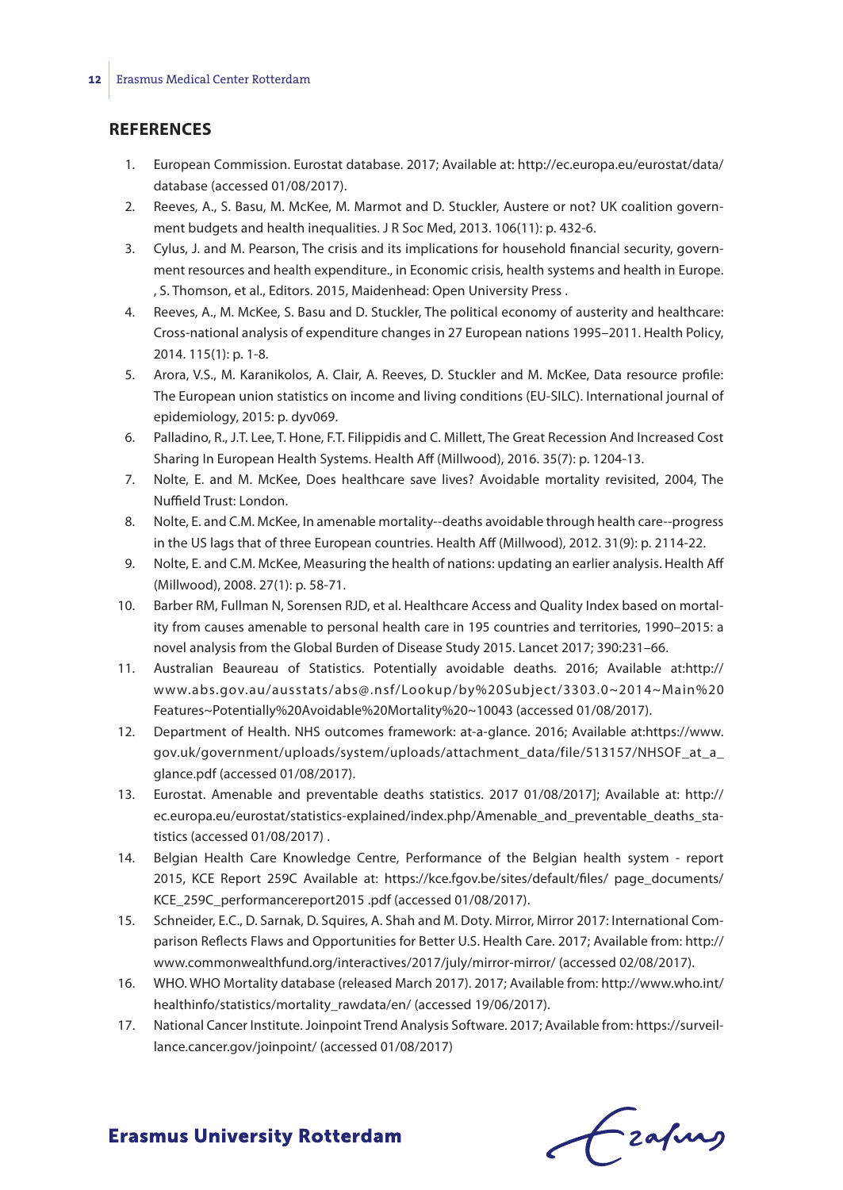## REFERENCES

1. European Commission. Eurostat database. 2017; Available at: http://ec.europa.eu/eurostat/data/database (accessed 01/08/2017).
2. Reeves, A., S. Basu, M. McKee, M. Marmot and D. Stuckler, Austere or not? UK coalition government budgets and health inequalities. J R Soc Med, 2013. 106(11): p. 432-6.
3. Cylus, J. and M. Pearson, The crisis and its implications for household financial security, government resources and health expenditure., in Economic crisis, health systems and health in Europe. , S. Thomson, et al., Editors. 2015, Maidenhead: Open University Press .
4. Reeves, A., M. McKee, S. Basu and D. Stuckler, The political economy of austerity and healthcare: Cross-national analysis of expenditure changes in 27 European nations 1995–2011. Health Policy, 2014. 115(1): p. 1-8.
5. Arora, V.S., M. Karanikolos, A. Clair, A. Reeves, D. Stuckler and M. McKee, Data resource profile: The European union statistics on income and living conditions (EU-SILC). International journal of epidemiology, 2015: p. dyv069.
6. Palladino, R., J.T. Lee, T. Hone, F.T. Filippidis and C. Millett, The Great Recession And Increased Cost Sharing In European Health Systems. Health Aff (Millwood), 2016. 35(7): p. 1204-13.
7. Nolte, E. and M. McKee, Does healthcare save lives? Avoidable mortality revisited, 2004, The Nuffield Trust: London.
8. Nolte, E. and C.M. McKee, In amenable mortality--deaths avoidable through health care--progress in the US lags that of three European countries. Health Aff (Millwood), 2012. 31(9): p. 2114-22.
9. Nolte, E. and C.M. McKee, Measuring the health of nations: updating an earlier analysis. Health Aff (Millwood), 2008. 27(1): p. 58-71.
10. Barber RM, Fullman N, Sorensen RJD, et al. Healthcare Access and Quality Index based on mortality from causes amenable to personal health care in 195 countries and territories, 1990–2015: a novel analysis from the Global Burden of Disease Study 2015. Lancet 2017; 390:231–66.
11. Australian Beaureau of Statistics. Potentially avoidable deaths. 2016; Available at:http://www.abs.gov.au/ausstats/abs@.nsf/Lookup/by%20Subject/3303.0~2014~Main%20Features~Potentially%20Avoidable%20Mortality%20~10043 (accessed 01/08/2017).
12. Department of Health. NHS outcomes framework: at-a-glance. 2016; Available at:https://www.gov.uk/government/uploads/system/uploads/attachment_data/file/513157/NHSOF_at_a_glance.pdf (accessed 01/08/2017).
13. Eurostat. Amenable and preventable deaths statistics. 2017 01/08/2017]; Available at: http://ec.europa.eu/eurostat/statistics-explained/index.php/Amenable_and_preventable_deaths_statistics (accessed 01/08/2017) .
14. Belgian Health Care Knowledge Centre, Performance of the Belgian health system - report 2015, KCE Report 259C Available at: https://kce.fgov.be/sites/default/files/ page_documents/KCE_259C_performancereport2015 .pdf (accessed 01/08/2017).
15. Schneider, E.C., D. Sarnak, D. Squires, A. Shah and M. Doty. Mirror, Mirror 2017: International Comparison Reflects Flaws and Opportunities for Better U.S. Health Care. 2017; Available from: http://www.commonwealthfund.org/interactives/2017/july/mirror-mirror/ (accessed 02/08/2017).
16. WHO. WHO Mortality database (released March 2017). 2017; Available from: http://www.who.int/healthinfo/statistics/mortality_rawdata/en/ (accessed 19/06/2017).
17. National Cancer Institute. Joinpoint Trend Analysis Software. 2017; Available from: https://surveillance.cancer.gov/joinpoint/ (accessed 01/08/2017)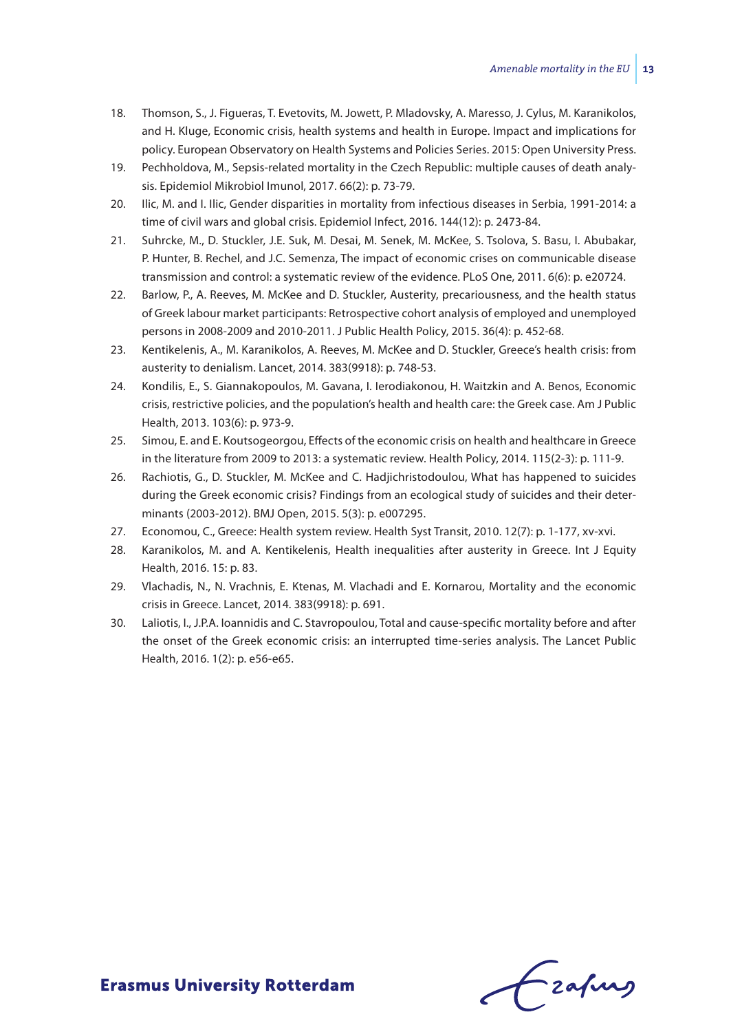18. Thomson, S., J. Figueras, T. Evetovits, M. Jowett, P. Mladovsky, A. Maresso, J. Cylus, M. Karanikolos, and H. Kluge, Economic crisis, health systems and health in Europe. Impact and implications for policy. European Observatory on Health Systems and Policies Series. 2015: Open University Press.
19. Pechholdova, M., Sepsis-related mortality in the Czech Republic: multiple causes of death analysis. Epidemiol Mikrobiol Imunol, 2017. 66(2): p. 73-79.
20. Ilic, M. and I. Ilic, Gender disparities in mortality from infectious diseases in Serbia, 1991-2014: a time of civil wars and global crisis. Epidemiol Infect, 2016. 144(12): p. 2473-84.
21. Suhrcke, M., D. Stuckler, J.E. Suk, M. Desai, M. Senek, M. McKee, S. Tsolova, S. Basu, I. Abubakar, P. Hunter, B. Rechel, and J.C. Semenza, The impact of economic crises on communicable disease transmission and control: a systematic review of the evidence. PLoS One, 2011. 6(6): p. e20724.
22. Barlow, P., A. Reeves, M. McKee and D. Stuckler, Austerity, precariousness, and the health status of Greek labour market participants: Retrospective cohort analysis of employed and unemployed persons in 2008-2009 and 2010-2011. J Public Health Policy, 2015. 36(4): p. 452-68.
23. Kentikelenis, A., M. Karanikolos, A. Reeves, M. McKee and D. Stuckler, Greece's health crisis: from austerity to denialism. Lancet, 2014. 383(9918): p. 748-53.
24. Kondilis, E., S. Giannakopoulos, M. Gavana, I. Ierodiakonou, H. Waitzkin and A. Benos, Economic crisis, restrictive policies, and the population's health and health care: the Greek case. Am J Public Health, 2013. 103(6): p. 973-9.
25. Simou, E. and E. Koutsogeorgou, Effects of the economic crisis on health and healthcare in Greece in the literature from 2009 to 2013: a systematic review. Health Policy, 2014. 115(2-3): p. 111-9.
26. Rachiotis, G., D. Stuckler, M. McKee and C. Hadjichristodoulou, What has happened to suicides during the Greek economic crisis? Findings from an ecological study of suicides and their determinants (2003-2012). BMJ Open, 2015. 5(3): p. e007295.
27. Economou, C., Greece: Health system review. Health Syst Transit, 2010. 12(7): p. 1-177, xv-xvi.
28. Karanikolos, M. and A. Kentikelenis, Health inequalities after austerity in Greece. Int J Equity Health, 2016. 15: p. 83.
29. Vlachadis, N., N. Vrachnis, E. Ktenas, M. Vlachadi and E. Kornarou, Mortality and the economic crisis in Greece. Lancet, 2014. 383(9918): p. 691.
30. Laliotis, I., J.P.A. Ioannidis and C. Stavropoulou, Total and cause-specific mortality before and after the onset of the Greek economic crisis: an interrupted time-series analysis. The Lancet Public Health, 2016. 1(2): p. e56-e65.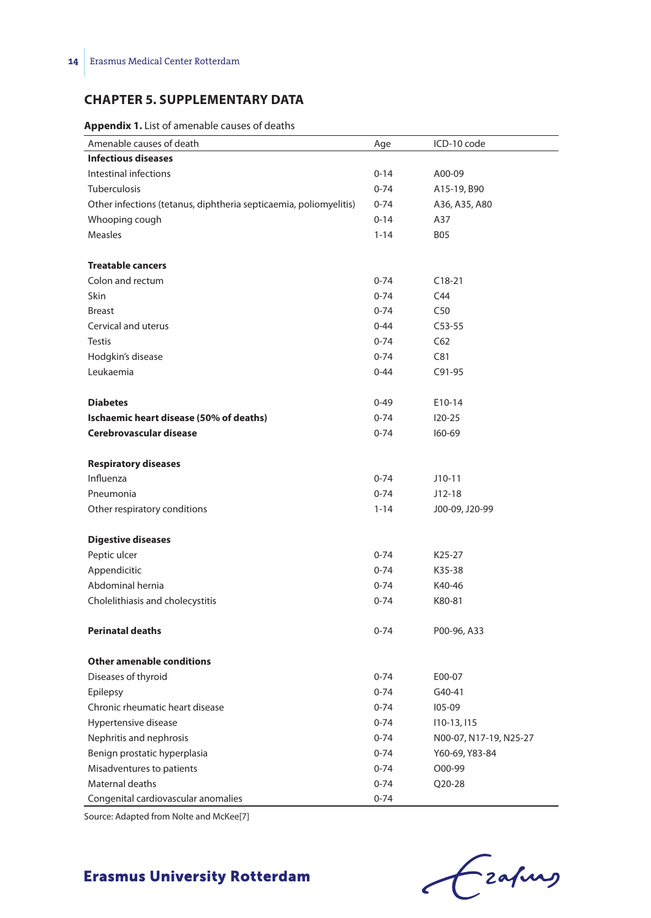## CHAPTER 5. SUPPLEMENTARY DATA

**Appendix 1.** List of amenable causes of deaths

| Amenable causes of death | Age | ICD-10 code |
|---|---|---|
| **Infectious diseases** | | |
| Intestinal infections | 0-14 | A00-09 |
| Tuberculosis | 0-74 | A15-19, B90 |
| Other infections (tetanus, diphtheria septicaemia, poliomyelitis) | 0-74 | A36, A35, A80 |
| Whooping cough | 0-14 | A37 |
| Measles | 1-14 | B05 |
| | | |
| **Treatable cancers** | | |
| Colon and rectum | 0-74 | C18-21 |
| Skin | 0-74 | C44 |
| Breast | 0-74 | C50 |
| Cervical and uterus | 0-44 | C53-55 |
| Testis | 0-74 | C62 |
| Hodgkin's disease | 0-74 | C81 |
| Leukaemia | 0-44 | C91-95 |
| | | |
| **Diabetes** | 0-49 | E10-14 |
| **Ischaemic heart disease (50% of deaths)** | 0-74 | I20-25 |
| **Cerebrovascular disease** | 0-74 | I60-69 |
| | | |
| **Respiratory diseases** | | |
| Influenza | 0-74 | J10-11 |
| Pneumonia | 0-74 | J12-18 |
| Other respiratory conditions | 1-14 | J00-09, J20-99 |
| | | |
| **Digestive diseases** | | |
| Peptic ulcer | 0-74 | K25-27 |
| Appendicitic | 0-74 | K35-38 |
| Abdominal hernia | 0-74 | K40-46 |
| Cholelithiasis and cholecystitis | 0-74 | K80-81 |
| | | |
| **Perinatal deaths** | 0-74 | P00-96, A33 |
| | | |
| **Other amenable conditions** | | |
| Diseases of thyroid | 0-74 | E00-07 |
| Epilepsy | 0-74 | G40-41 |
| Chronic rheumatic heart disease | 0-74 | I05-09 |
| Hypertensive disease | 0-74 | I10-13, I15 |
| Nephritis and nephrosis | 0-74 | N00-07, N17-19, N25-27 |
| Benign prostatic hyperplasia | 0-74 | Y60-69, Y83-84 |
| Misadventures to patients | 0-74 | O00-99 |
| Maternal deaths | 0-74 | Q20-28 |
| Congenital cardiovascular anomalies | 0-74 | |

Source: Adapted from Nolte and McKee[7]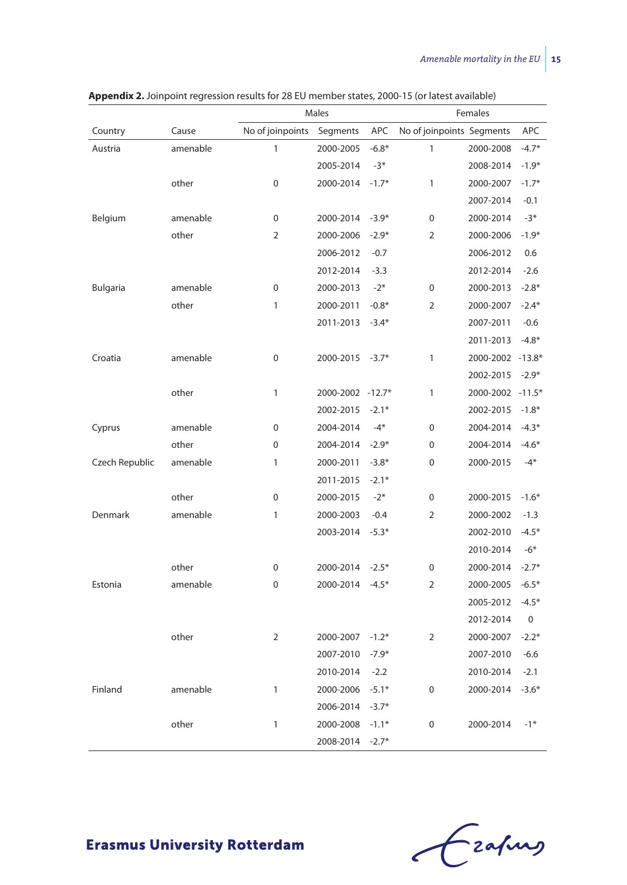**Appendix 2.** Joinpoint regression results for 28 EU member states, 2000-15 (or latest available)

| | | Males | | | Females | | |
|---|---|---|---|---|---|---|---|
| Country | Cause | No of joinpoints | Segments | APC | No of joinpoints | Segments | APC |
| Austria | amenable | 1 | 2000-2005 | -6.8* | 1 | 2000-2008 | -4.7* |
| | | | 2005-2014 | -3* | | 2008-2014 | -1.9* |
| | other | 0 | 2000-2014 | -1.7* | 1 | 2000-2007 | -1.7* |
| | | | | | | 2007-2014 | -0.1 |
| Belgium | amenable | 0 | 2000-2014 | -3.9* | 0 | 2000-2014 | -3* |
| | other | 2 | 2000-2006 | -2.9* | 2 | 2000-2006 | -1.9* |
| | | | 2006-2012 | -0.7 | | 2006-2012 | 0.6 |
| | | | 2012-2014 | -3.3 | | 2012-2014 | -2.6 |
| Bulgaria | amenable | 0 | 2000-2013 | -2* | 0 | 2000-2013 | -2.8* |
| | other | 1 | 2000-2011 | -0.8* | 2 | 2000-2007 | -2.4* |
| | | | 2011-2013 | -3.4* | | 2007-2011 | -0.6 |
| | | | | | | 2011-2013 | -4.8* |
| Croatia | amenable | 0 | 2000-2015 | -3.7* | 1 | 2000-2002 | -13.8* |
| | | | | | | 2002-2015 | -2.9* |
| | other | 1 | 2000-2002 | -12.7* | 1 | 2000-2002 | -11.5* |
| | | | 2002-2015 | -2.1* | | 2002-2015 | -1.8* |
| Cyprus | amenable | 0 | 2004-2014 | -4* | 0 | 2004-2014 | -4.3* |
| | other | 0 | 2004-2014 | -2.9* | 0 | 2004-2014 | -4.6* |
| Czech Republic | amenable | 1 | 2000-2011 | -3.8* | 0 | 2000-2015 | -4* |
| | | | 2011-2015 | -2.1* | | | |
| | other | 0 | 2000-2015 | -2* | 0 | 2000-2015 | -1.6* |
| Denmark | amenable | 1 | 2000-2003 | -0.4 | 2 | 2000-2002 | -1.3 |
| | | | 2003-2014 | -5.3* | | 2002-2010 | -4.5* |
| | | | | | | 2010-2014 | -6* |
| | other | 0 | 2000-2014 | -2.5* | 0 | 2000-2014 | -2.7* |
| Estonia | amenable | 0 | 2000-2014 | -4.5* | 2 | 2000-2005 | -6.5* |
| | | | | | | 2005-2012 | -4.5* |
| | | | | | | 2012-2014 | 0 |
| | other | 2 | 2000-2007 | -1.2* | 2 | 2000-2007 | -2.2* |
| | | | 2007-2010 | -7.9* | | 2007-2010 | -6.6 |
| | | | 2010-2014 | -2.2 | | 2010-2014 | -2.1 |
| Finland | amenable | 1 | 2000-2006 | -5.1* | 0 | 2000-2014 | -3.6* |
| | | | 2006-2014 | -3.7* | | | |
| | other | 1 | 2000-2008 | -1.1* | 0 | 2000-2014 | -1* |
| | | | 2008-2014 | -2.7* | | | |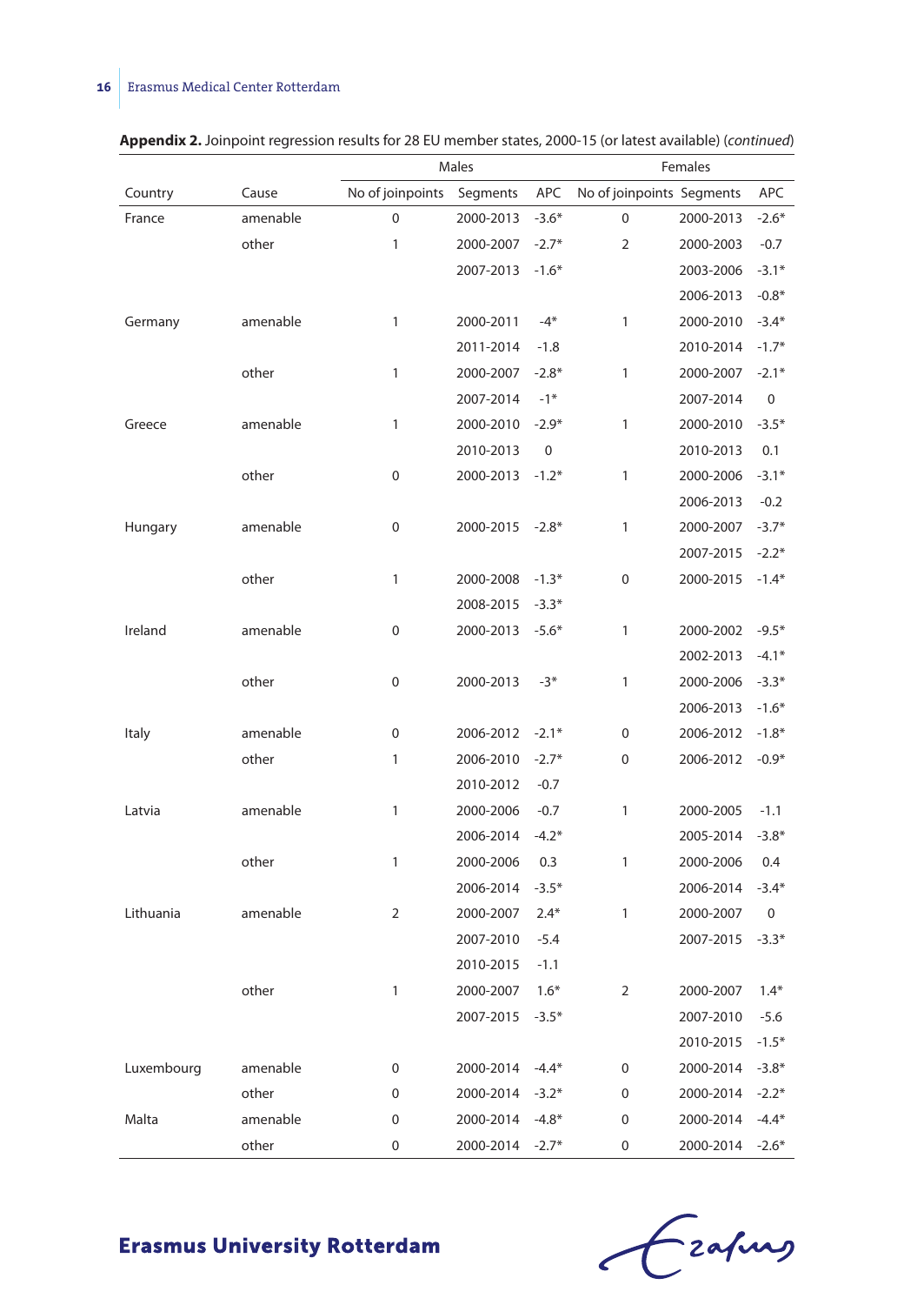**Appendix 2.** Joinpoint regression results for 28 EU member states, 2000-15 (or latest available) (*continued*)

| | | Males | | | Females | | |
|---|---|---|---|---|---|---|---|
| Country | Cause | No of joinpoints | Segments | APC | No of joinpoints | Segments | APC |
| France | amenable | 0 | 2000-2013 | -3.6* | 0 | 2000-2013 | -2.6* |
| | other | 1 | 2000-2007 | -2.7* | 2 | 2000-2003 | -0.7 |
| | | | 2007-2013 | -1.6* | | 2003-2006 | -3.1* |
| | | | | | | 2006-2013 | -0.8* |
| Germany | amenable | 1 | 2000-2011 | -4* | 1 | 2000-2010 | -3.4* |
| | | | 2011-2014 | -1.8 | | 2010-2014 | -1.7* |
| | other | 1 | 2000-2007 | -2.8* | 1 | 2000-2007 | -2.1* |
| | | | 2007-2014 | -1* | | 2007-2014 | 0 |
| Greece | amenable | 1 | 2000-2010 | -2.9* | 1 | 2000-2010 | -3.5* |
| | | | 2010-2013 | 0 | | 2010-2013 | 0.1 |
| | other | 0 | 2000-2013 | -1.2* | 1 | 2000-2006 | -3.1* |
| | | | | | | 2006-2013 | -0.2 |
| Hungary | amenable | 0 | 2000-2015 | -2.8* | 1 | 2000-2007 | -3.7* |
| | | | | | | 2007-2015 | -2.2* |
| | other | 1 | 2000-2008 | -1.3* | 0 | 2000-2015 | -1.4* |
| | | | 2008-2015 | -3.3* | | | |
| Ireland | amenable | 0 | 2000-2013 | -5.6* | 1 | 2000-2002 | -9.5* |
| | | | | | | 2002-2013 | -4.1* |
| | other | 0 | 2000-2013 | -3* | 1 | 2000-2006 | -3.3* |
| | | | | | | 2006-2013 | -1.6* |
| Italy | amenable | 0 | 2006-2012 | -2.1* | 0 | 2006-2012 | -1.8* |
| | other | 1 | 2006-2010 | -2.7* | 0 | 2006-2012 | -0.9* |
| | | | 2010-2012 | -0.7 | | | |
| Latvia | amenable | 1 | 2000-2006 | -0.7 | 1 | 2000-2005 | -1.1 |
| | | | 2006-2014 | -4.2* | | 2005-2014 | -3.8* |
| | other | 1 | 2000-2006 | 0.3 | 1 | 2000-2006 | 0.4 |
| | | | 2006-2014 | -3.5* | | 2006-2014 | -3.4* |
| Lithuania | amenable | 2 | 2000-2007 | 2.4* | 1 | 2000-2007 | 0 |
| | | | 2007-2010 | -5.4 | | 2007-2015 | -3.3* |
| | | | 2010-2015 | -1.1 | | | |
| | other | 1 | 2000-2007 | 1.6* | 2 | 2000-2007 | 1.4* |
| | | | 2007-2015 | -3.5* | | 2007-2010 | -5.6 |
| | | | | | | 2010-2015 | -1.5* |
| Luxembourg | amenable | 0 | 2000-2014 | -4.4* | 0 | 2000-2014 | -3.8* |
| | other | 0 | 2000-2014 | -3.2* | 0 | 2000-2014 | -2.2* |
| Malta | amenable | 0 | 2000-2014 | -4.8* | 0 | 2000-2014 | -4.4* |
| | other | 0 | 2000-2014 | -2.7* | 0 | 2000-2014 | -2.6* |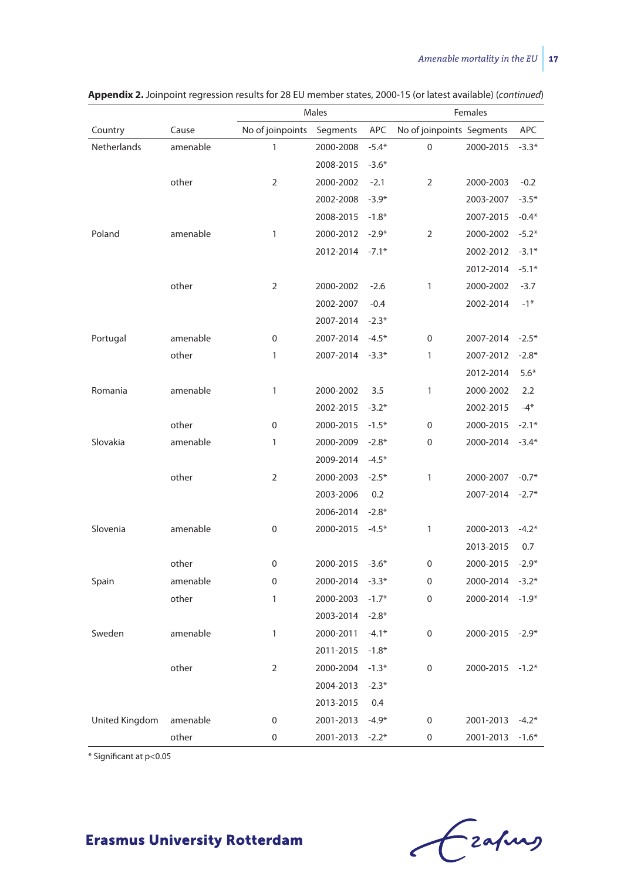**Appendix 2.** Joinpoint regression results for 28 EU member states, 2000-15 (or latest available) (*continued*)

| | | Males | | | Females | | |
|---|---|---|---|---|---|---|---|
| Country | Cause | No of joinpoints | Segments | APC | No of joinpoints | Segments | APC |
| Netherlands | amenable | 1 | 2000-2008 | -5.4* | 0 | 2000-2015 | -3.3* |
| | | | 2008-2015 | -3.6* | | | |
| | other | 2 | 2000-2002 | -2.1 | 2 | 2000-2003 | -0.2 |
| | | | 2002-2008 | -3.9* | | 2003-2007 | -3.5* |
| | | | 2008-2015 | -1.8* | | 2007-2015 | -0.4* |
| Poland | amenable | 1 | 2000-2012 | -2.9* | 2 | 2000-2002 | -5.2* |
| | | | 2012-2014 | -7.1* | | 2002-2012 | -3.1* |
| | | | | | | 2012-2014 | -5.1* |
| | other | 2 | 2000-2002 | -2.6 | 1 | 2000-2002 | -3.7 |
| | | | 2002-2007 | -0.4 | | 2002-2014 | -1* |
| | | | 2007-2014 | -2.3* | | | |
| Portugal | amenable | 0 | 2007-2014 | -4.5* | 0 | 2007-2014 | -2.5* |
| | other | 1 | 2007-2014 | -3.3* | 1 | 2007-2012 | -2.8* |
| | | | | | | 2012-2014 | 5.6* |
| Romania | amenable | 1 | 2000-2002 | 3.5 | 1 | 2000-2002 | 2.2 |
| | | | 2002-2015 | -3.2* | | 2002-2015 | -4* |
| | other | 0 | 2000-2015 | -1.5* | 0 | 2000-2015 | -2.1* |
| Slovakia | amenable | 1 | 2000-2009 | -2.8* | 0 | 2000-2014 | -3.4* |
| | | | 2009-2014 | -4.5* | | | |
| | other | 2 | 2000-2003 | -2.5* | 1 | 2000-2007 | -0.7* |
| | | | 2003-2006 | 0.2 | | 2007-2014 | -2.7* |
| | | | 2006-2014 | -2.8* | | | |
| Slovenia | amenable | 0 | 2000-2015 | -4.5* | 1 | 2000-2013 | -4.2* |
| | | | | | | 2013-2015 | 0.7 |
| | other | 0 | 2000-2015 | -3.6* | 0 | 2000-2015 | -2.9* |
| Spain | amenable | 0 | 2000-2014 | -3.3* | 0 | 2000-2014 | -3.2* |
| | other | 1 | 2000-2003 | -1.7* | 0 | 2000-2014 | -1.9* |
| | | | 2003-2014 | -2.8* | | | |
| Sweden | amenable | 1 | 2000-2011 | -4.1* | 0 | 2000-2015 | -2.9* |
| | | | 2011-2015 | -1.8* | | | |
| | other | 2 | 2000-2004 | -1.3* | 0 | 2000-2015 | -1.2* |
| | | | 2004-2013 | -2.3* | | | |
| | | | 2013-2015 | 0.4 | | | |
| United Kingdom | amenable | 0 | 2001-2013 | -4.9* | 0 | 2001-2013 | -4.2* |
| | other | 0 | 2001-2013 | -2.2* | 0 | 2001-2013 | -1.6* |

\* Significant at $p<0.05$